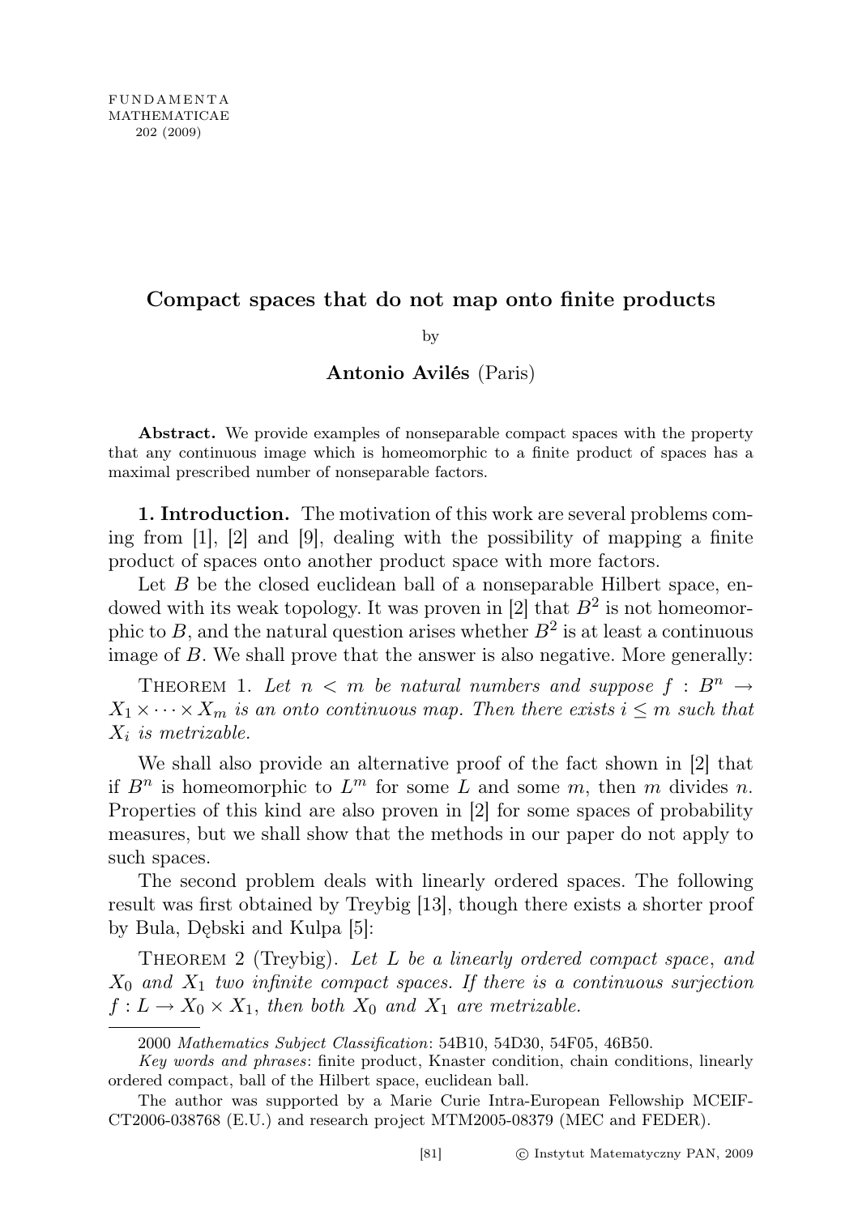# Compact spaces that do not map onto finite products

by

**Antonio Avilés** (Paris)

**Abstract.** We provide examples of nonseparable compact spaces with the property that any continuous image which is homeomorphic to a finite product of spaces has a maximal prescribed number of nonseparable factors.

**1. Introduction.** The motivation of this work are several problems coming from [1], [2] and [9], dealing with the possibility of mapping a finite product of spaces onto another product space with more factors.

Let $B$ be the closed euclidean ball of a nonseparable Hilbert space, endowed with its weak topology. It was proven in [2] that $B^2$ is not homeomorphic to $B$, and the natural question arises whether $B^2$ is at least a continuous image of $B$. We shall prove that the answer is also negative. More generally:

THEOREM 1. *Let $n < m$ be natural numbers and suppose $f : B^n \to X_1 \times \cdots \times X_m$ is an onto continuous map. Then there exists $i \leq m$ such that $X_i$ is metrizable.*

We shall also provide an alternative proof of the fact shown in [2] that if $B^n$ is homeomorphic to $L^m$ for some $L$ and some $m$, then $m$ divides $n$. Properties of this kind are also proven in [2] for some spaces of probability measures, but we shall show that the methods in our paper do not apply to such spaces.

The second problem deals with linearly ordered spaces. The following result was first obtained by Treybig [13], though there exists a shorter proof by Bula, Dębski and Kulpa [5]:

THEOREM 2 (Treybig). *Let $L$ be a linearly ordered compact space, and $X_0$ and $X_1$ two infinite compact spaces. If there is a continuous surjection $f : L \to X_0 \times X_1$, then both $X_0$ and $X_1$ are metrizable.*

---

2000 *Mathematics Subject Classification*: 54B10, 54D30, 54F05, 46B50.

*Key words and phrases*: finite product, Knaster condition, chain conditions, linearly ordered compact, ball of the Hilbert space, euclidean ball.

The author was supported by a Marie Curie Intra-European Fellowship MCEIF-CT2006-038768 (E.U.) and research project MTM2005-08379 (MEC and FEDER).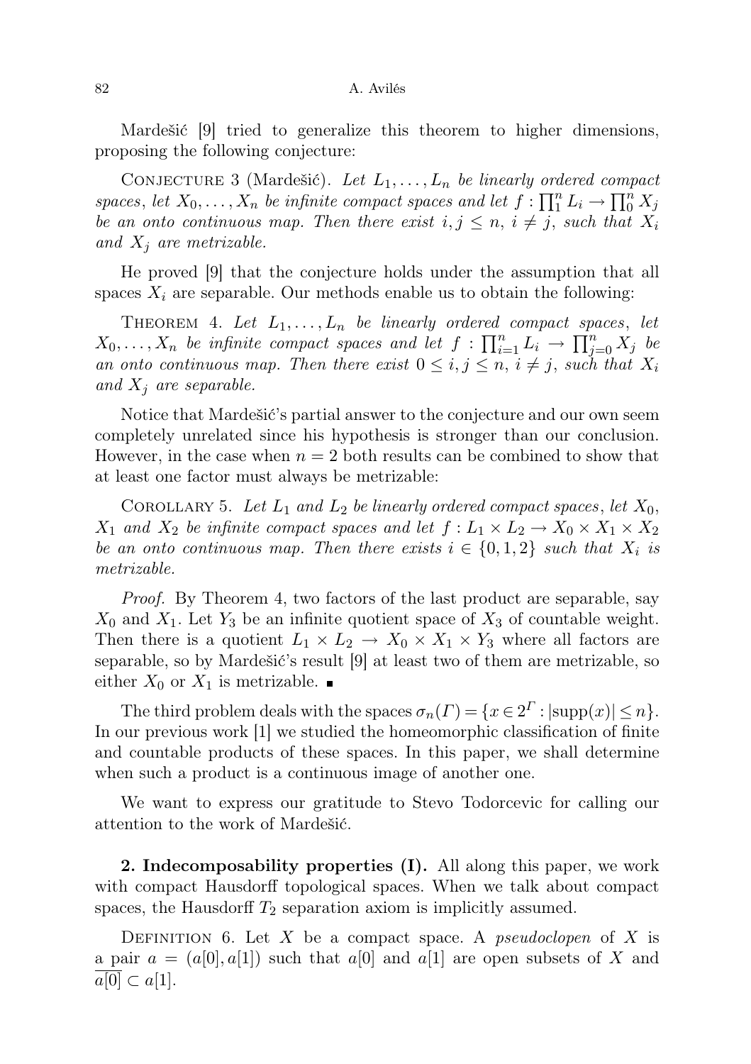Mardešić [9] tried to generalize this theorem to higher dimensions, proposing the following conjecture:

Conjecture 3 (Mardešić). *Let $L_1, \ldots, L_n$ be linearly ordered compact spaces, let $X_0, \ldots, X_n$ be infinite compact spaces and let $f : \prod_1^n L_i \to \prod_0^n X_j$ be an onto continuous map. Then there exist $i, j \leq n$, $i \neq j$, such that $X_i$ and $X_j$ are metrizable.*

He proved [9] that the conjecture holds under the assumption that all spaces $X_i$ are separable. Our methods enable us to obtain the following:

Theorem 4. *Let $L_1, \ldots, L_n$ be linearly ordered compact spaces, let $X_0, \ldots, X_n$ be infinite compact spaces and let $f : \prod_{i=1}^n L_i \to \prod_{j=0}^n X_j$ be an onto continuous map. Then there exist $0 \leq i, j \leq n$, $i \neq j$, such that $X_i$ and $X_j$ are separable.*

Notice that Mardešić's partial answer to the conjecture and our own seem completely unrelated since his hypothesis is stronger than our conclusion. However, in the case when $n = 2$ both results can be combined to show that at least one factor must always be metrizable:

Corollary 5. *Let $L_1$ and $L_2$ be linearly ordered compact spaces, let $X_0$, $X_1$ and $X_2$ be infinite compact spaces and let $f : L_1 \times L_2 \to X_0 \times X_1 \times X_2$ be an onto continuous map. Then there exists $i \in \{0, 1, 2\}$ such that $X_i$ is metrizable.*

*Proof.* By Theorem 4, two factors of the last product are separable, say $X_0$ and $X_1$. Let $Y_3$ be an infinite quotient space of $X_3$ of countable weight. Then there is a quotient $L_1 \times L_2 \to X_0 \times X_1 \times Y_3$ where all factors are separable, so by Mardešić's result [9] at least two of them are metrizable, so either $X_0$ or $X_1$ is metrizable. ∎

The third problem deals with the spaces $\sigma_n(\Gamma) = \{x \in 2^\Gamma : |\mathrm{supp}(x)| \leq n\}$. In our previous work [1] we studied the homeomorphic classification of finite and countable products of these spaces. In this paper, we shall determine when such a product is a continuous image of another one.

We want to express our gratitude to Stevo Todorcevic for calling our attention to the work of Mardešić.

**2. Indecomposability properties (I).** All along this paper, we work with compact Hausdorff topological spaces. When we talk about compact spaces, the Hausdorff $T_2$ separation axiom is implicitly assumed.

Definition 6. Let $X$ be a compact space. A *pseudoclopen* of $X$ is a pair $a = (a[0], a[1])$ such that $a[0]$ and $a[1]$ are open subsets of $X$ and $\overline{a[0]} \subset a[1]$.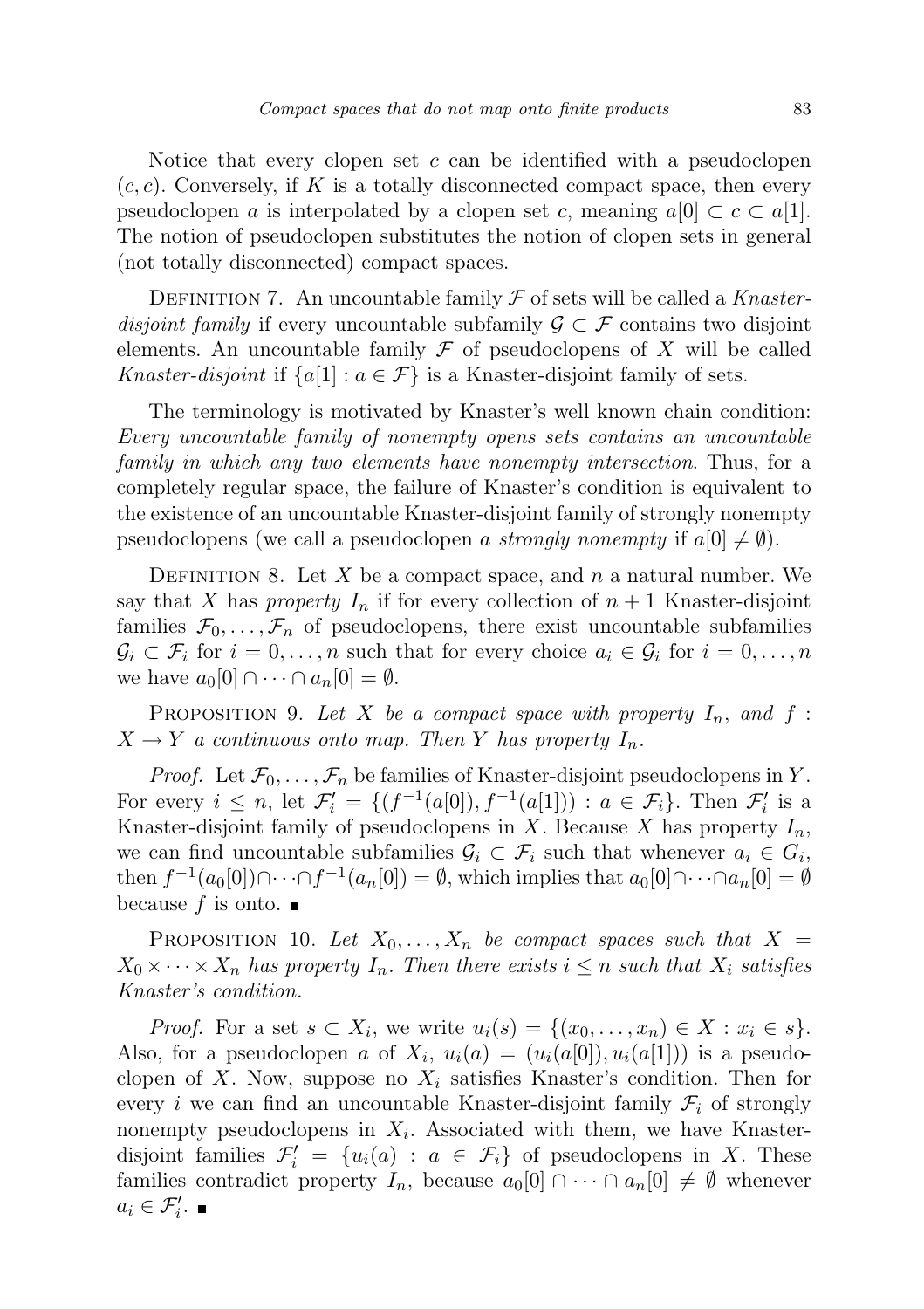Notice that every clopen set $c$ can be identified with a pseudoclopen $(c, c)$. Conversely, if $K$ is a totally disconnected compact space, then every pseudoclopen $a$ is interpolated by a clopen set $c$, meaning $a[0] \subset c \subset a[1]$. The notion of pseudoclopen substitutes the notion of clopen sets in general (not totally disconnected) compact spaces.

DEFINITION 7. An uncountable family $\mathcal{F}$ of sets will be called a *Knaster-disjoint family* if every uncountable subfamily $\mathcal{G} \subset \mathcal{F}$ contains two disjoint elements. An uncountable family $\mathcal{F}$ of pseudoclopens of $X$ will be called *Knaster-disjoint* if $\{a[1] : a \in \mathcal{F}\}$ is a Knaster-disjoint family of sets.

The terminology is motivated by Knaster's well known chain condition: *Every uncountable family of nonempty opens sets contains an uncountable family in which any two elements have nonempty intersection.* Thus, for a completely regular space, the failure of Knaster's condition is equivalent to the existence of an uncountable Knaster-disjoint family of strongly nonempty pseudoclopens (we call a pseudoclopen $a$ *strongly nonempty* if $a[0] \neq \emptyset$).

DEFINITION 8. Let $X$ be a compact space, and $n$ a natural number. We say that $X$ has *property $I_n$* if for every collection of $n + 1$ Knaster-disjoint families $\mathcal{F}_0, \ldots, \mathcal{F}_n$ of pseudoclopens, there exist uncountable subfamilies $\mathcal{G}_i \subset \mathcal{F}_i$ for $i = 0, \ldots, n$ such that for every choice $a_i \in \mathcal{G}_i$ for $i = 0, \ldots, n$ we have $a_0[0] \cap \cdots \cap a_n[0] = \emptyset$.

PROPOSITION 9. *Let $X$ be a compact space with property $I_n$, and $f : X \to Y$ a continuous onto map. Then $Y$ has property $I_n$.*

*Proof.* Let $\mathcal{F}_0, \ldots, \mathcal{F}_n$ be families of Knaster-disjoint pseudoclopens in $Y$. For every $i \leq n$, let $\mathcal{F}'_i = \{(f^{-1}(a[0]), f^{-1}(a[1])) : a \in \mathcal{F}_i\}$. Then $\mathcal{F}'_i$ is a Knaster-disjoint family of pseudoclopens in $X$. Because $X$ has property $I_n$, we can find uncountable subfamilies $\mathcal{G}_i \subset \mathcal{F}_i$ such that whenever $a_i \in G_i$, then $f^{-1}(a_0[0]) \cap \cdots \cap f^{-1}(a_n[0]) = \emptyset$, which implies that $a_0[0] \cap \cdots \cap a_n[0] = \emptyset$ because $f$ is onto. ∎

PROPOSITION 10. *Let $X_0, \ldots, X_n$ be compact spaces such that $X = X_0 \times \cdots \times X_n$ has property $I_n$. Then there exists $i \leq n$ such that $X_i$ satisfies Knaster's condition.*

*Proof.* For a set $s \subset X_i$, we write $u_i(s) = \{(x_0, \ldots, x_n) \in X : x_i \in s\}$. Also, for a pseudoclopen $a$ of $X_i$, $u_i(a) = (u_i(a[0]), u_i(a[1]))$ is a pseudoclopen of $X$. Now, suppose no $X_i$ satisfies Knaster's condition. Then for every $i$ we can find an uncountable Knaster-disjoint family $\mathcal{F}_i$ of strongly nonempty pseudoclopens in $X_i$. Associated with them, we have Knaster-disjoint families $\mathcal{F}'_i = \{u_i(a) : a \in \mathcal{F}_i\}$ of pseudoclopens in $X$. These families contradict property $I_n$, because $a_0[0] \cap \cdots \cap a_n[0] \neq \emptyset$ whenever $a_i \in \mathcal{F}'_i$. ∎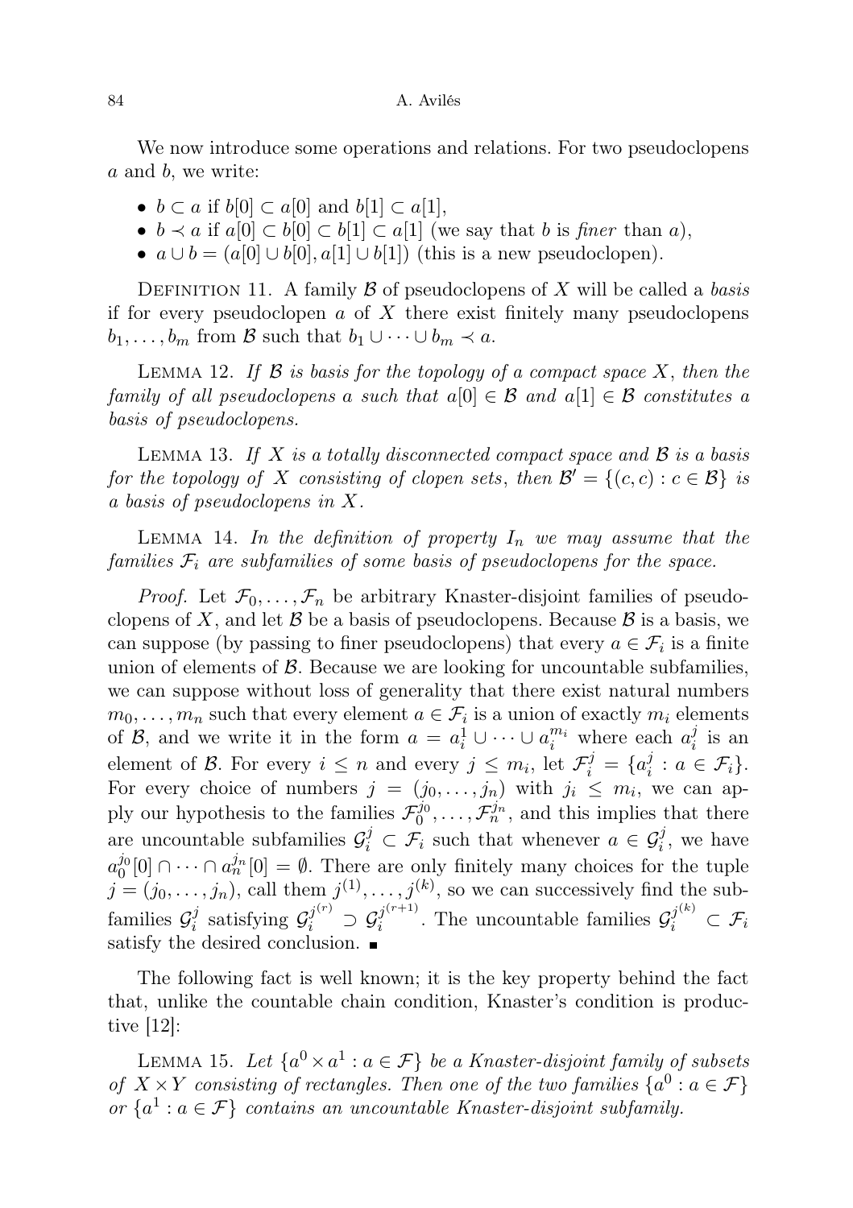We now introduce some operations and relations. For two pseudoclopens $a$ and $b$, we write:

- $b \subset a$ if $b[0] \subset a[0]$ and $b[1] \subset a[1]$,
- $b \prec a$ if $a[0] \subset b[0] \subset b[1] \subset a[1]$ (we say that $b$ is *finer* than $a$),
- $a \cup b = (a[0] \cup b[0], a[1] \cup b[1])$ (this is a new pseudoclopen).

Definition 11. A family $\mathcal{B}$ of pseudoclopens of $X$ will be called a *basis* if for every pseudoclopen $a$ of $X$ there exist finitely many pseudoclopens $b_1, \dots, b_m$ from $\mathcal{B}$ such that $b_1 \cup \dots \cup b_m \prec a$.

Lemma 12. *If $\mathcal{B}$ is basis for the topology of a compact space $X$, then the family of all pseudoclopens $a$ such that $a[0] \in \mathcal{B}$ and $a[1] \in \mathcal{B}$ constitutes a basis of pseudoclopens.*

Lemma 13. *If $X$ is a totally disconnected compact space and $\mathcal{B}$ is a basis for the topology of $X$ consisting of clopen sets, then $\mathcal{B}' = \{(c, c) : c \in \mathcal{B}\}$ is a basis of pseudoclopens in $X$.*

Lemma 14. *In the definition of property $I_n$ we may assume that the families $\mathcal{F}_i$ are subfamilies of some basis of pseudoclopens for the space.*

*Proof.* Let $\mathcal{F}_0, \dots, \mathcal{F}_n$ be arbitrary Knaster-disjoint families of pseudoclopens of $X$, and let $\mathcal{B}$ be a basis of pseudoclopens. Because $\mathcal{B}$ is a basis, we can suppose (by passing to finer pseudoclopens) that every $a \in \mathcal{F}_i$ is a finite union of elements of $\mathcal{B}$. Because we are looking for uncountable subfamilies, we can suppose without loss of generality that there exist natural numbers $m_0, \dots, m_n$ such that every element $a \in \mathcal{F}_i$ is a union of exactly $m_i$ elements of $\mathcal{B}$, and we write it in the form $a = a_i^1 \cup \dots \cup a_i^{m_i}$ where each $a_i^j$ is an element of $\mathcal{B}$. For every $i \leq n$ and every $j \leq m_i$, let $\mathcal{F}_i^j = \{a_i^j : a \in \mathcal{F}_i\}$. For every choice of numbers $j = (j_0, \dots, j_n)$ with $j_i \leq m_i$, we can apply our hypothesis to the families $\mathcal{F}_0^{j_0}, \dots, \mathcal{F}_n^{j_n}$, and this implies that there are uncountable subfamilies $\mathcal{G}_i^j \subset \mathcal{F}_i$ such that whenever $a \in \mathcal{G}_i^j$, we have $a_0^{j_0}[0] \cap \dots \cap a_n^{j_n}[0] = \emptyset$. There are only finitely many choices for the tuple $j = (j_0, \dots, j_n)$, call them $j^{(1)}, \dots, j^{(k)}$, so we can successively find the subfamilies $\mathcal{G}_i^j$ satisfying $\mathcal{G}_i^{j^{(r)}} \supset \mathcal{G}_i^{j^{(r+1)}}$. The uncountable families $\mathcal{G}_i^{j^{(k)}} \subset \mathcal{F}_i$ satisfy the desired conclusion. ∎

The following fact is well known; it is the key property behind the fact that, unlike the countable chain condition, Knaster's condition is productive [12]:

Lemma 15. *Let $\{a^0 \times a^1 : a \in \mathcal{F}\}$ be a Knaster-disjoint family of subsets of $X \times Y$ consisting of rectangles. Then one of the two families $\{a^0 : a \in \mathcal{F}\}$ or $\{a^1 : a \in \mathcal{F}\}$ contains an uncountable Knaster-disjoint subfamily.*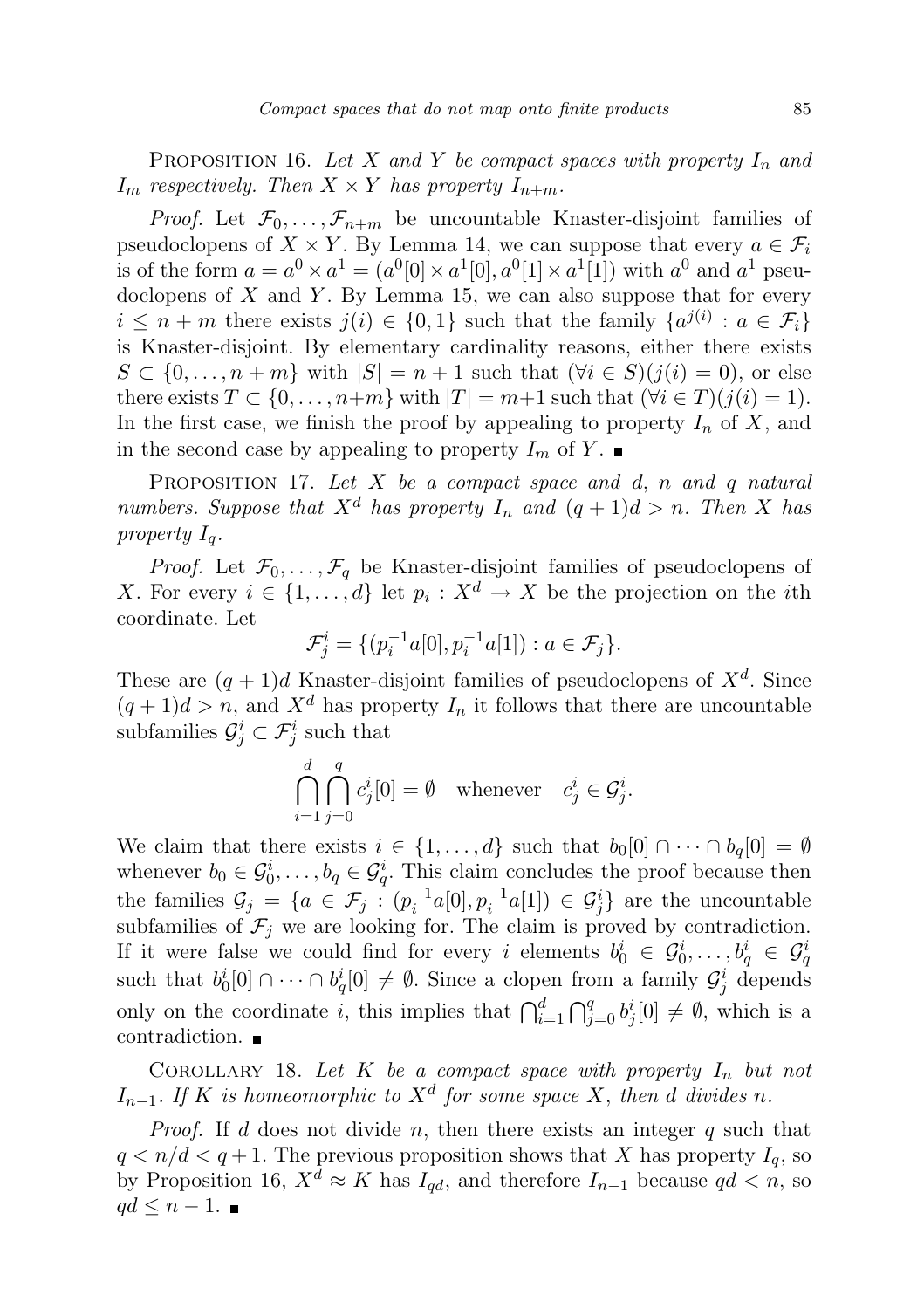PROPOSITION 16. *Let $X$ and $Y$ be compact spaces with property $I_n$ and $I_m$ respectively. Then $X \times Y$ has property $I_{n+m}$.*

*Proof.* Let $\mathcal{F}_0, \dots, \mathcal{F}_{n+m}$ be uncountable Knaster-disjoint families of pseudoclopens of $X \times Y$. By Lemma 14, we can suppose that every $a \in \mathcal{F}_i$ is of the form $a = a^0 \times a^1 = (a^0[0] \times a^1[0], a^0[1] \times a^1[1])$ with $a^0$ and $a^1$ pseudoclopens of $X$ and $Y$. By Lemma 15, we can also suppose that for every $i \le n + m$ there exists $j(i) \in \{0, 1\}$ such that the family $\{a^{j(i)} : a \in \mathcal{F}_i\}$ is Knaster-disjoint. By elementary cardinality reasons, either there exists $S \subset \{0, \dots, n + m\}$ with $|S| = n + 1$ such that $(\forall i \in S)(j(i) = 0)$, or else there exists $T \subset \{0, \dots, n+m\}$ with $|T| = m+1$ such that $(\forall i \in T)(j(i) = 1)$. In the first case, we finish the proof by appealing to property $I_n$ of $X$, and in the second case by appealing to property $I_m$ of $Y$. ∎

PROPOSITION 17. *Let $X$ be a compact space and $d$, $n$ and $q$ natural numbers. Suppose that $X^d$ has property $I_n$ and $(q + 1)d > n$. Then $X$ has property $I_q$.*

*Proof.* Let $\mathcal{F}_0, \dots, \mathcal{F}_q$ be Knaster-disjoint families of pseudoclopens of $X$. For every $i \in \{1, \dots, d\}$ let $p_i : X^d \to X$ be the projection on the $i$th coordinate. Let

$$\mathcal{F}_j^i = \{(p_i^{-1} a[0], p_i^{-1} a[1]) : a \in \mathcal{F}_j\}.$$

These are $(q + 1)d$ Knaster-disjoint families of pseudoclopens of $X^d$. Since $(q + 1)d > n$, and $X^d$ has property $I_n$ it follows that there are uncountable subfamilies $\mathcal{G}_j^i \subset \mathcal{F}_j^i$ such that

$$\bigcap_{i=1}^{d} \bigcap_{j=0}^{q} c_j^i[0] = \emptyset \quad \text{whenever} \quad c_j^i \in \mathcal{G}_j^i.$$

We claim that there exists $i \in \{1, \dots, d\}$ such that $b_0[0] \cap \dots \cap b_q[0] = \emptyset$ whenever $b_0 \in \mathcal{G}_0^i, \dots, b_q \in \mathcal{G}_q^i$. This claim concludes the proof because then the families $\mathcal{G}_j = \{a \in \mathcal{F}_j : (p_i^{-1} a[0], p_i^{-1} a[1]) \in \mathcal{G}_j^i\}$ are the uncountable subfamilies of $\mathcal{F}_j$ we are looking for. The claim is proved by contradiction. If it were false we could find for every $i$ elements $b_0^i \in \mathcal{G}_0^i, \dots, b_q^i \in \mathcal{G}_q^i$ such that $b_0^i[0] \cap \dots \cap b_q^i[0] \neq \emptyset$. Since a clopen from a family $\mathcal{G}_j^i$ depends only on the coordinate $i$, this implies that $\bigcap_{i=1}^{d} \bigcap_{j=0}^{q} b_j^i[0] \neq \emptyset$, which is a contradiction. ∎

COROLLARY 18. *Let $K$ be a compact space with property $I_n$ but not $I_{n-1}$. If $K$ is homeomorphic to $X^d$ for some space $X$, then $d$ divides $n$.*

*Proof.* If $d$ does not divide $n$, then there exists an integer $q$ such that $q < n/d < q + 1$. The previous proposition shows that $X$ has property $I_q$, so by Proposition 16, $X^d \approx K$ has $I_{qd}$, and therefore $I_{n-1}$ because $qd < n$, so $qd \le n - 1$. ∎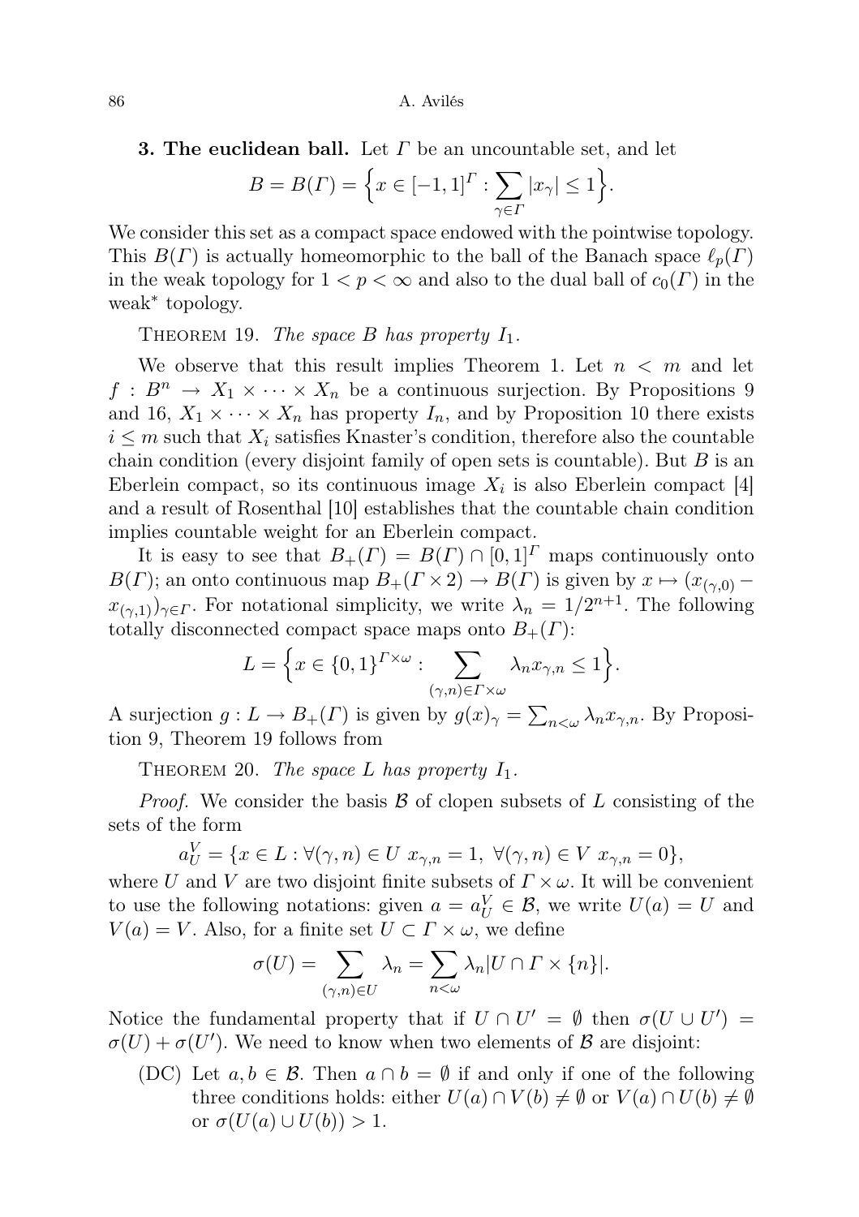**3. The euclidean ball.** Let $\Gamma$ be an uncountable set, and let

$$B = B(\Gamma) = \Big\{x \in [-1,1]^\Gamma : \sum_{\gamma\in\Gamma} |x_\gamma| \leq 1\Big\}.$$

We consider this set as a compact space endowed with the pointwise topology. This $B(\Gamma)$ is actually homeomorphic to the ball of the Banach space $\ell_p(\Gamma)$ in the weak topology for $1 < p < \infty$ and also to the dual ball of $c_0(\Gamma)$ in the weak* topology.

THEOREM 19. *The space $B$ has property $I_1$.*

We observe that this result implies Theorem 1. Let $n < m$ and let $f : B^n \to X_1 \times \cdots \times X_n$ be a continuous surjection. By Propositions 9 and 16, $X_1 \times \cdots \times X_n$ has property $I_n$, and by Proposition 10 there exists $i \leq m$ such that $X_i$ satisfies Knaster's condition, therefore also the countable chain condition (every disjoint family of open sets is countable). But $B$ is an Eberlein compact, so its continuous image $X_i$ is also Eberlein compact [4] and a result of Rosenthal [10] establishes that the countable chain condition implies countable weight for an Eberlein compact.

It is easy to see that $B_+(\Gamma) = B(\Gamma) \cap [0,1]^\Gamma$ maps continuously onto $B(\Gamma)$; an onto continuous map $B_+(\Gamma \times 2) \to B(\Gamma)$ is given by $x \mapsto (x_{(\gamma,0)} - x_{(\gamma,1)})_{\gamma\in\Gamma}$. For notational simplicity, we write $\lambda_n = 1/2^{n+1}$. The following totally disconnected compact space maps onto $B_+(\Gamma)$:

$$L = \Big\{x \in \{0,1\}^{\Gamma\times\omega} : \sum_{(\gamma,n)\in\Gamma\times\omega} \lambda_n x_{\gamma,n} \leq 1\Big\}.$$

A surjection $g : L \to B_+(\Gamma)$ is given by $g(x)_\gamma = \sum_{n<\omega} \lambda_n x_{\gamma,n}$. By Proposition 9, Theorem 19 follows from

THEOREM 20. *The space $L$ has property $I_1$.*

*Proof.* We consider the basis $\mathcal{B}$ of clopen subsets of $L$ consisting of the sets of the form

$$a_U^V = \{x \in L : \forall(\gamma,n) \in U \ x_{\gamma,n} = 1,\ \forall(\gamma,n) \in V \ x_{\gamma,n} = 0\},$$

where $U$ and $V$ are two disjoint finite subsets of $\Gamma \times \omega$. It will be convenient to use the following notations: given $a = a_U^V \in \mathcal{B}$, we write $U(a) = U$ and $V(a) = V$. Also, for a finite set $U \subset \Gamma \times \omega$, we define

$$\sigma(U) = \sum_{(\gamma,n)\in U} \lambda_n = \sum_{n<\omega} \lambda_n |U \cap \Gamma \times \{n\}|.$$

Notice the fundamental property that if $U \cap U' = \emptyset$ then $\sigma(U \cup U') = \sigma(U) + \sigma(U')$. We need to know when two elements of $\mathcal{B}$ are disjoint:

(DC) Let $a, b \in \mathcal{B}$. Then $a \cap b = \emptyset$ if and only if one of the following three conditions holds: either $U(a) \cap V(b) \neq \emptyset$ or $V(a) \cap U(b) \neq \emptyset$ or $\sigma(U(a) \cup U(b)) > 1$.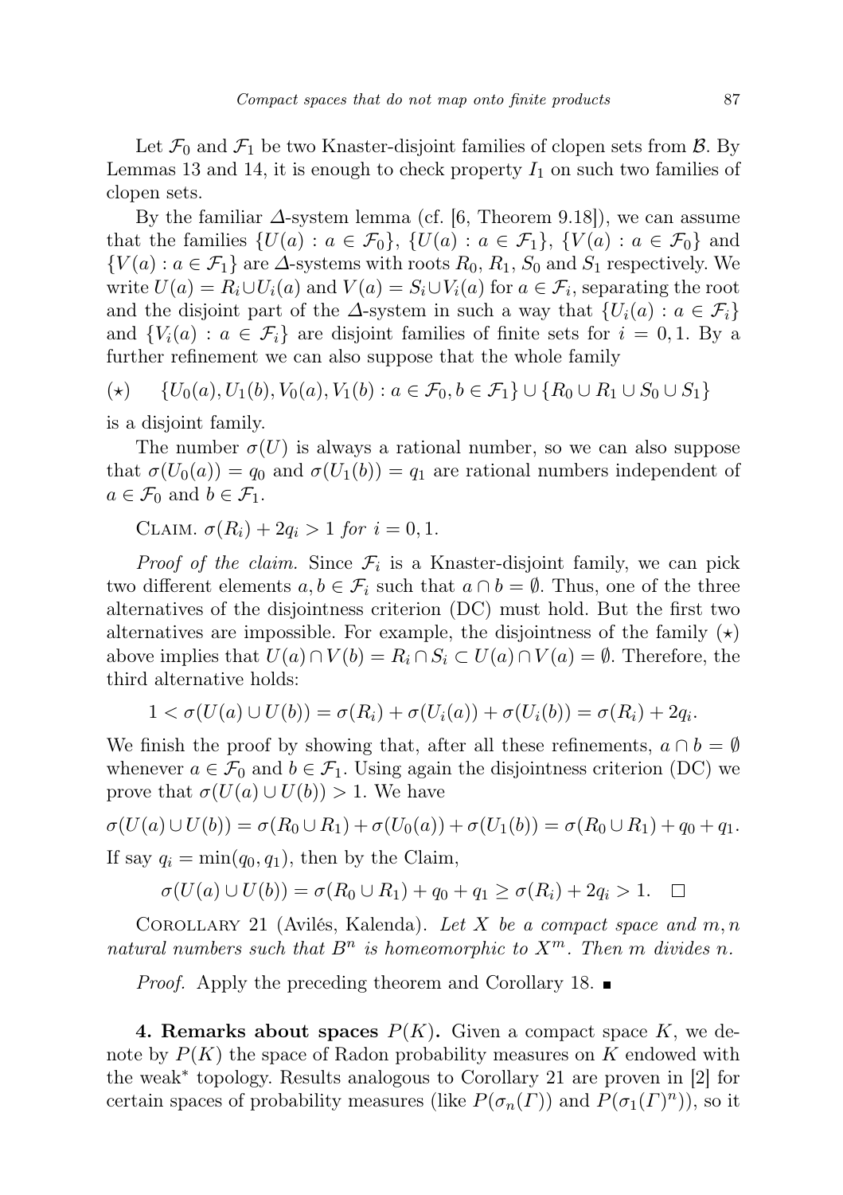Let $\mathcal{F}_0$ and $\mathcal{F}_1$ be two Knaster-disjoint families of clopen sets from $\mathcal{B}$. By Lemmas 13 and 14, it is enough to check property $I_1$ on such two families of clopen sets.

By the familiar $\Delta$-system lemma (cf. [6, Theorem 9.18]), we can assume that the families $\{U(a) : a \in \mathcal{F}_0\}$, $\{U(a) : a \in \mathcal{F}_1\}$, $\{V(a) : a \in \mathcal{F}_0\}$ and $\{V(a) : a \in \mathcal{F}_1\}$ are $\Delta$-systems with roots $R_0$, $R_1$, $S_0$ and $S_1$ respectively. We write $U(a) = R_i \cup U_i(a)$ and $V(a) = S_i \cup V_i(a)$ for $a \in \mathcal{F}_i$, separating the root and the disjoint part of the $\Delta$-system in such a way that $\{U_i(a) : a \in \mathcal{F}_i\}$ and $\{V_i(a) : a \in \mathcal{F}_i\}$ are disjoint families of finite sets for $i = 0, 1$. By a further refinement we can also suppose that the whole family

$$(\star) \qquad \{U_0(a), U_1(b), V_0(a), V_1(b) : a \in \mathcal{F}_0, b \in \mathcal{F}_1\} \cup \{R_0 \cup R_1 \cup S_0 \cup S_1\}$$

is a disjoint family.

The number $\sigma(U)$ is always a rational number, so we can also suppose that $\sigma(U_0(a)) = q_0$ and $\sigma(U_1(b)) = q_1$ are rational numbers independent of $a \in \mathcal{F}_0$ and $b \in \mathcal{F}_1$.

Claim. *$\sigma(R_i) + 2q_i > 1$ for $i = 0, 1$.*

*Proof of the claim.* Since $\mathcal{F}_i$ is a Knaster-disjoint family, we can pick two different elements $a, b \in \mathcal{F}_i$ such that $a \cap b = \emptyset$. Thus, one of the three alternatives of the disjointness criterion (DC) must hold. But the first two alternatives are impossible. For example, the disjointness of the family $(\star)$ above implies that $U(a) \cap V(b) = R_i \cap S_i \subset U(a) \cap V(a) = \emptyset$. Therefore, the third alternative holds:

$$1 < \sigma(U(a) \cup U(b)) = \sigma(R_i) + \sigma(U_i(a)) + \sigma(U_i(b)) = \sigma(R_i) + 2q_i.$$

We finish the proof by showing that, after all these refinements, $a \cap b = \emptyset$ whenever $a \in \mathcal{F}_0$ and $b \in \mathcal{F}_1$. Using again the disjointness criterion (DC) we prove that $\sigma(U(a) \cup U(b)) > 1$. We have

$$\sigma(U(a) \cup U(b)) = \sigma(R_0 \cup R_1) + \sigma(U_0(a)) + \sigma(U_1(b)) = \sigma(R_0 \cup R_1) + q_0 + q_1.$$

If say $q_i = \min(q_0, q_1)$, then by the Claim,

$$\sigma(U(a) \cup U(b)) = \sigma(R_0 \cup R_1) + q_0 + q_1 \geq \sigma(R_i) + 2q_i > 1. \quad \square$$

Corollary 21 (Avilés, Kalenda). *Let $X$ be a compact space and $m, n$ natural numbers such that $B^n$ is homeomorphic to $X^m$. Then $m$ divides $n$.*

*Proof.* Apply the preceding theorem and Corollary 18. ∎

**4. Remarks about spaces $P(K)$.** Given a compact space $K$, we denote by $P(K)$ the space of Radon probability measures on $K$ endowed with the weak* topology. Results analogous to Corollary 21 are proven in [2] for certain spaces of probability measures (like $P(\sigma_n(\Gamma))$ and $P(\sigma_1(\Gamma)^n)$), so it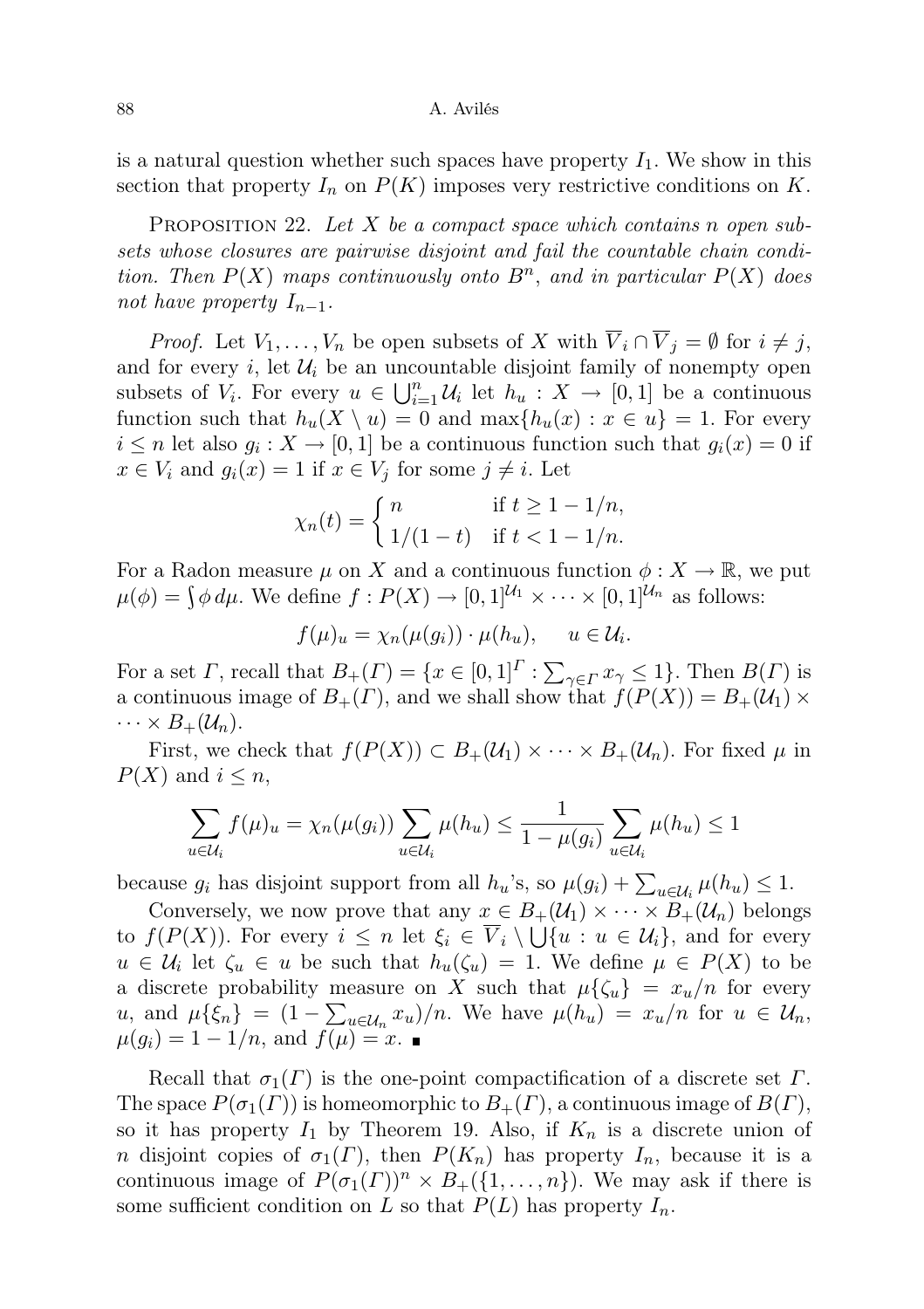is a natural question whether such spaces have property $I_1$. We show in this section that property $I_n$ on $P(K)$ imposes very restrictive conditions on $K$.

Proposition 22. *Let $X$ be a compact space which contains $n$ open subsets whose closures are pairwise disjoint and fail the countable chain condition. Then $P(X)$ maps continuously onto $B^n$, and in particular $P(X)$ does not have property $I_{n-1}$.*

*Proof.* Let $V_1, \ldots, V_n$ be open subsets of $X$ with $\overline{V}_i \cap \overline{V}_j = \emptyset$ for $i \neq j$, and for every $i$, let $\mathcal{U}_i$ be an uncountable disjoint family of nonempty open subsets of $V_i$. For every $u \in \bigcup_{i=1}^n \mathcal{U}_i$ let $h_u : X \to [0,1]$ be a continuous function such that $h_u(X \setminus u) = 0$ and $\max\{h_u(x) : x \in u\} = 1$. For every $i \leq n$ let also $g_i : X \to [0,1]$ be a continuous function such that $g_i(x) = 0$ if $x \in V_i$ and $g_i(x) = 1$ if $x \in V_j$ for some $j \neq i$. Let

$$\chi_n(t) = \begin{cases} n & \text{if } t \geq 1 - 1/n, \\ 1/(1-t) & \text{if } t < 1 - 1/n. \end{cases}$$

For a Radon measure $\mu$ on $X$ and a continuous function $\phi : X \to \mathbb{R}$, we put $\mu(\phi) = \int \phi \, d\mu$. We define $f : P(X) \to [0,1]^{\mathcal{U}_1} \times \cdots \times [0,1]^{\mathcal{U}_n}$ as follows:

$$f(\mu)_u = \chi_n(\mu(g_i)) \cdot \mu(h_u), \qquad u \in \mathcal{U}_i.$$

For a set $\Gamma$, recall that $B_+(\Gamma) = \{x \in [0,1]^\Gamma : \sum_{\gamma \in \Gamma} x_\gamma \leq 1\}$. Then $B(\Gamma)$ is a continuous image of $B_+(\Gamma)$, and we shall show that $f(P(X)) = B_+(\mathcal{U}_1) \times \cdots \times B_+(\mathcal{U}_n)$.

First, we check that $f(P(X)) \subset B_+(\mathcal{U}_1) \times \cdots \times B_+(\mathcal{U}_n)$. For fixed $\mu$ in $P(X)$ and $i \leq n$,

$$\sum_{u \in \mathcal{U}_i} f(\mu)_u = \chi_n(\mu(g_i)) \sum_{u \in \mathcal{U}_i} \mu(h_u) \leq \frac{1}{1 - \mu(g_i)} \sum_{u \in \mathcal{U}_i} \mu(h_u) \leq 1$$

because $g_i$ has disjoint support from all $h_u$'s, so $\mu(g_i) + \sum_{u \in \mathcal{U}_i} \mu(h_u) \leq 1$.

Conversely, we now prove that any $x \in B_+(\mathcal{U}_1) \times \cdots \times B_+(\mathcal{U}_n)$ belongs to $f(P(X))$. For every $i \leq n$ let $\xi_i \in \overline{V}_i \setminus \bigcup\{u : u \in \mathcal{U}_i\}$, and for every $u \in \mathcal{U}_i$ let $\zeta_u \in u$ be such that $h_u(\zeta_u) = 1$. We define $\mu \in P(X)$ to be a discrete probability measure on $X$ such that $\mu\{\zeta_u\} = x_u/n$ for every $u$, and $\mu\{\xi_n\} = (1 - \sum_{u \in \mathcal{U}_n} x_u)/n$. We have $\mu(h_u) = x_u/n$ for $u \in \mathcal{U}_n$, $\mu(g_i) = 1 - 1/n$, and $f(\mu) = x$. ∎

Recall that $\sigma_1(\Gamma)$ is the one-point compactification of a discrete set $\Gamma$. The space $P(\sigma_1(\Gamma))$ is homeomorphic to $B_+(\Gamma)$, a continuous image of $B(\Gamma)$, so it has property $I_1$ by Theorem 19. Also, if $K_n$ is a discrete union of $n$ disjoint copies of $\sigma_1(\Gamma)$, then $P(K_n)$ has property $I_n$, because it is a continuous image of $P(\sigma_1(\Gamma))^n \times B_+(\{1, \ldots, n\})$. We may ask if there is some sufficient condition on $L$ so that $P(L)$ has property $I_n$.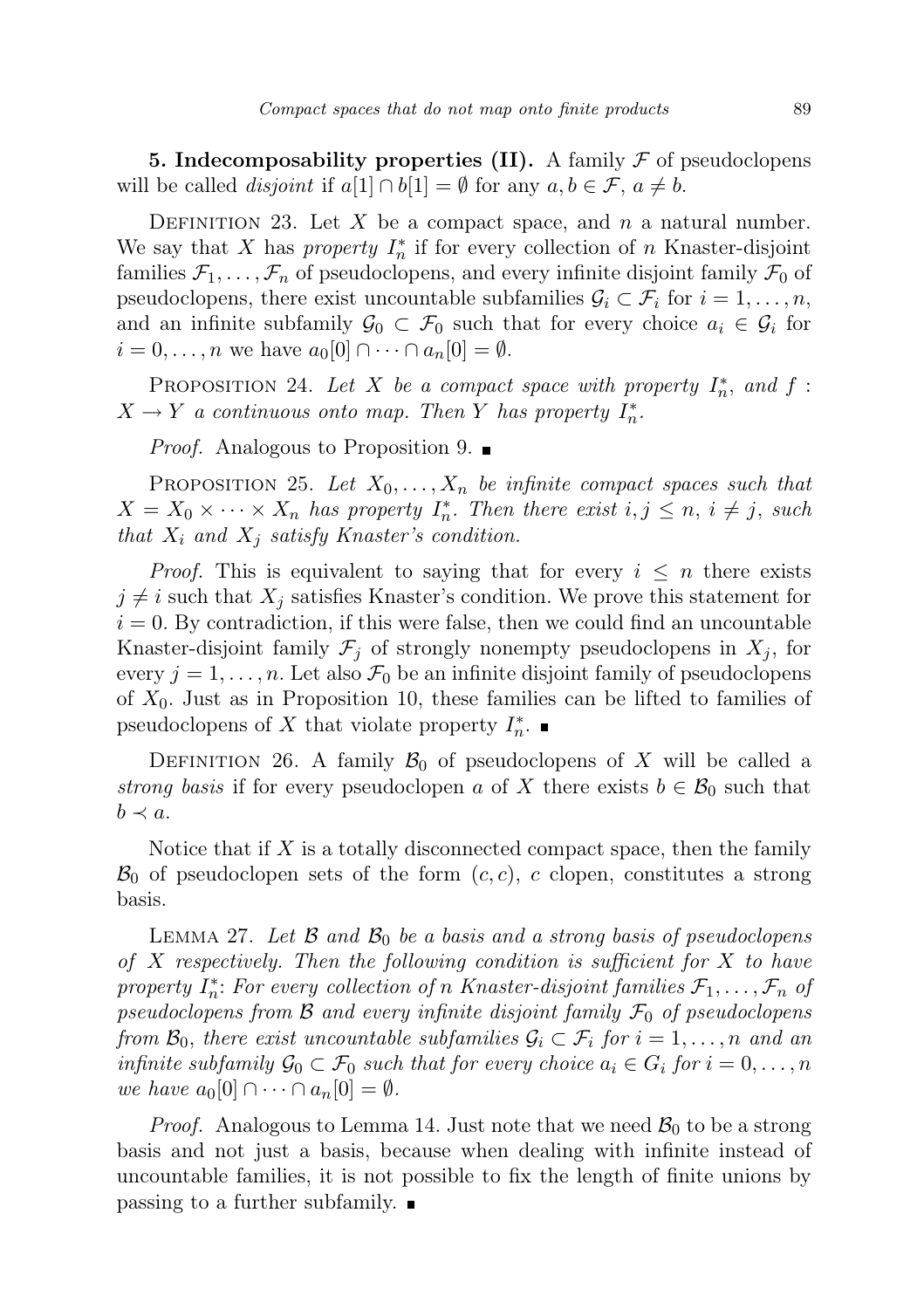**5. Indecomposability properties (II).** A family $\mathcal{F}$ of pseudoclopens will be called *disjoint* if $a[1] \cap b[1] = \emptyset$ for any $a, b \in \mathcal{F}$, $a \neq b$.

Definition 23. Let $X$ be a compact space, and $n$ a natural number. We say that $X$ has *property* $I_n^*$ if for every collection of $n$ Knaster-disjoint families $\mathcal{F}_1, \ldots, \mathcal{F}_n$ of pseudoclopens, and every infinite disjoint family $\mathcal{F}_0$ of pseudoclopens, there exist uncountable subfamilies $\mathcal{G}_i \subset \mathcal{F}_i$ for $i = 1, \ldots, n$, and an infinite subfamily $\mathcal{G}_0 \subset \mathcal{F}_0$ such that for every choice $a_i \in \mathcal{G}_i$ for $i = 0, \ldots, n$ we have $a_0[0] \cap \cdots \cap a_n[0] = \emptyset$.

Proposition 24. *Let $X$ be a compact space with property $I_n^*$, and $f : X \to Y$ a continuous onto map. Then $Y$ has property $I_n^*$.*

*Proof.* Analogous to Proposition 9. ∎

Proposition 25. *Let $X_0, \ldots, X_n$ be infinite compact spaces such that $X = X_0 \times \cdots \times X_n$ has property $I_n^*$. Then there exist $i, j \leq n$, $i \neq j$, such that $X_i$ and $X_j$ satisfy Knaster's condition.*

*Proof.* This is equivalent to saying that for every $i \leq n$ there exists $j \neq i$ such that $X_j$ satisfies Knaster's condition. We prove this statement for $i = 0$. By contradiction, if this were false, then we could find an uncountable Knaster-disjoint family $\mathcal{F}_j$ of strongly nonempty pseudoclopens in $X_j$, for every $j = 1, \ldots, n$. Let also $\mathcal{F}_0$ be an infinite disjoint family of pseudoclopens of $X_0$. Just as in Proposition 10, these families can be lifted to families of pseudoclopens of $X$ that violate property $I_n^*$. ∎

Definition 26. A family $\mathcal{B}_0$ of pseudoclopens of $X$ will be called a *strong basis* if for every pseudoclopen $a$ of $X$ there exists $b \in \mathcal{B}_0$ such that $b \prec a$.

Notice that if $X$ is a totally disconnected compact space, then the family $\mathcal{B}_0$ of pseudoclopen sets of the form $(c, c)$, $c$ clopen, constitutes a strong basis.

Lemma 27. *Let $\mathcal{B}$ and $\mathcal{B}_0$ be a basis and a strong basis of pseudoclopens of $X$ respectively. Then the following condition is sufficient for $X$ to have property $I_n^*$: For every collection of $n$ Knaster-disjoint families $\mathcal{F}_1, \ldots, \mathcal{F}_n$ of pseudoclopens from $\mathcal{B}$ and every infinite disjoint family $\mathcal{F}_0$ of pseudoclopens from $\mathcal{B}_0$, there exist uncountable subfamilies $\mathcal{G}_i \subset \mathcal{F}_i$ for $i = 1, \ldots, n$ and an infinite subfamily $\mathcal{G}_0 \subset \mathcal{F}_0$ such that for every choice $a_i \in G_i$ for $i = 0, \ldots, n$ we have $a_0[0] \cap \cdots \cap a_n[0] = \emptyset$.*

*Proof.* Analogous to Lemma 14. Just note that we need $\mathcal{B}_0$ to be a strong basis and not just a basis, because when dealing with infinite instead of uncountable families, it is not possible to fix the length of finite unions by passing to a further subfamily. ∎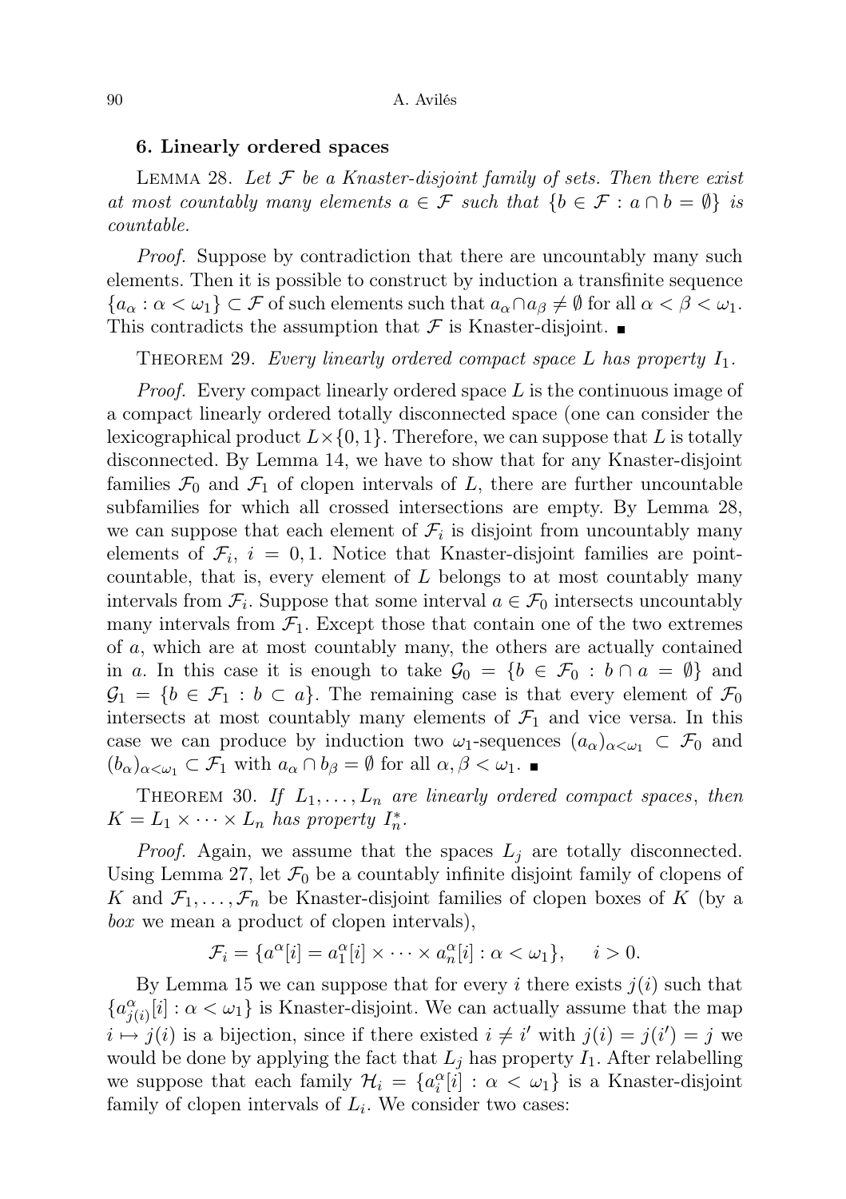### 6. Linearly ordered spaces

Lemma 28. *Let $\mathcal{F}$ be a Knaster-disjoint family of sets. Then there exist at most countably many elements $a \in \mathcal{F}$ such that $\{b \in \mathcal{F} : a \cap b = \emptyset\}$ is countable.*

*Proof.* Suppose by contradiction that there are uncountably many such elements. Then it is possible to construct by induction a transfinite sequence $\{a_\alpha : \alpha < \omega_1\} \subset \mathcal{F}$ of such elements such that $a_\alpha \cap a_\beta \neq \emptyset$ for all $\alpha < \beta < \omega_1$. This contradicts the assumption that $\mathcal{F}$ is Knaster-disjoint. ∎

Theorem 29. *Every linearly ordered compact space $L$ has property $I_1$.*

*Proof.* Every compact linearly ordered space $L$ is the continuous image of a compact linearly ordered totally disconnected space (one can consider the lexicographical product $L \times \{0,1\}$. Therefore, we can suppose that $L$ is totally disconnected. By Lemma 14, we have to show that for any Knaster-disjoint families $\mathcal{F}_0$ and $\mathcal{F}_1$ of clopen intervals of $L$, there are further uncountable subfamilies for which all crossed intersections are empty. By Lemma 28, we can suppose that each element of $\mathcal{F}_i$ is disjoint from uncountably many elements of $\mathcal{F}_i$, $i = 0, 1$. Notice that Knaster-disjoint families are point-countable, that is, every element of $L$ belongs to at most countably many intervals from $\mathcal{F}_i$. Suppose that some interval $a \in \mathcal{F}_0$ intersects uncountably many intervals from $\mathcal{F}_1$. Except those that contain one of the two extremes of $a$, which are at most countably many, the others are actually contained in $a$. In this case it is enough to take $\mathcal{G}_0 = \{b \in \mathcal{F}_0 : b \cap a = \emptyset\}$ and $\mathcal{G}_1 = \{b \in \mathcal{F}_1 : b \subset a\}$. The remaining case is that every element of $\mathcal{F}_0$ intersects at most countably many elements of $\mathcal{F}_1$ and vice versa. In this case we can produce by induction two $\omega_1$-sequences $(a_\alpha)_{\alpha<\omega_1} \subset \mathcal{F}_0$ and $(b_\alpha)_{\alpha<\omega_1} \subset \mathcal{F}_1$ with $a_\alpha \cap b_\beta = \emptyset$ for all $\alpha, \beta < \omega_1$. ∎

Theorem 30. *If $L_1, \ldots, L_n$ are linearly ordered compact spaces, then $K = L_1 \times \cdots \times L_n$ has property $I_n^*$.*

*Proof.* Again, we assume that the spaces $L_j$ are totally disconnected. Using Lemma 27, let $\mathcal{F}_0$ be a countably infinite disjoint family of clopens of $K$ and $\mathcal{F}_1, \ldots, \mathcal{F}_n$ be Knaster-disjoint families of clopen boxes of $K$ (by a *box* we mean a product of clopen intervals),

$$\mathcal{F}_i = \{a^\alpha[i] = a_1^\alpha[i] \times \cdots \times a_n^\alpha[i] : \alpha < \omega_1\}, \quad i > 0.$$

By Lemma 15 we can suppose that for every $i$ there exists $j(i)$ such that $\{a_{j(i)}^\alpha[i] : \alpha < \omega_1\}$ is Knaster-disjoint. We can actually assume that the map $i \mapsto j(i)$ is a bijection, since if there existed $i \neq i'$ with $j(i) = j(i') = j$ we would be done by applying the fact that $L_j$ has property $I_1$. After relabelling we suppose that each family $\mathcal{H}_i = \{a_i^\alpha[i] : \alpha < \omega_1\}$ is a Knaster-disjoint family of clopen intervals of $L_i$. We consider two cases: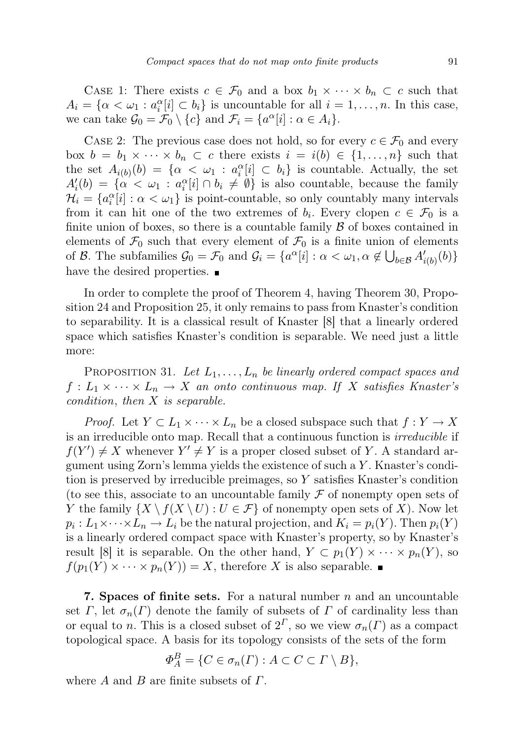Case 1: There exists $c \in \mathcal{F}_0$ and a box $b_1 \times \cdots \times b_n \subset c$ such that $A_i = \{\alpha < \omega_1 : a_i^\alpha[i] \subset b_i\}$ is uncountable for all $i = 1, \ldots, n$. In this case, we can take $\mathcal{G}_0 = \mathcal{F}_0 \setminus \{c\}$ and $\mathcal{F}_i = \{a^\alpha[i] : \alpha \in A_i\}$.

Case 2: The previous case does not hold, so for every $c \in \mathcal{F}_0$ and every box $b = b_1 \times \cdots \times b_n \subset c$ there exists $i = i(b) \in \{1, \ldots, n\}$ such that the set $A_{i(b)}(b) = \{\alpha < \omega_1 : a_i^\alpha[i] \subset b_i\}$ is countable. Actually, the set $A_i'(b) = \{\alpha < \omega_1 : a_i^\alpha[i] \cap b_i \neq \emptyset\}$ is also countable, because the family $\mathcal{H}_i = \{a_i^\alpha[i] : \alpha < \omega_1\}$ is point-countable, so only countably many intervals from it can hit one of the two extremes of $b_i$. Every clopen $c \in \mathcal{F}_0$ is a finite union of boxes, so there is a countable family $\mathcal{B}$ of boxes contained in elements of $\mathcal{F}_0$ such that every element of $\mathcal{F}_0$ is a finite union of elements of $\mathcal{B}$. The subfamilies $\mathcal{G}_0 = \mathcal{F}_0$ and $\mathcal{G}_i = \{a^\alpha[i] : \alpha < \omega_1, \alpha \notin \bigcup_{b \in \mathcal{B}} A'_{i(b)}(b)\}$ have the desired properties. ∎

In order to complete the proof of Theorem 4, having Theorem 30, Proposition 24 and Proposition 25, it only remains to pass from Knaster's condition to separability. It is a classical result of Knaster [8] that a linearly ordered space which satisfies Knaster's condition is separable. We need just a little more:

Proposition 31. *Let $L_1, \ldots, L_n$ be linearly ordered compact spaces and $f : L_1 \times \cdots \times L_n \to X$ an onto continuous map. If $X$ satisfies Knaster's condition, then $X$ is separable.*

*Proof.* Let $Y \subset L_1 \times \cdots \times L_n$ be a closed subspace such that $f : Y \to X$ is an irreducible onto map. Recall that a continuous function is *irreducible* if $f(Y') \neq X$ whenever $Y' \neq Y$ is a proper closed subset of $Y$. A standard argument using Zorn's lemma yields the existence of such a $Y$. Knaster's condition is preserved by irreducible preimages, so $Y$ satisfies Knaster's condition (to see this, associate to an uncountable family $\mathcal{F}$ of nonempty open sets of $Y$ the family $\{X \setminus f(X \setminus U) : U \in \mathcal{F}\}$ of nonempty open sets of $X$). Now let $p_i : L_1 \times \cdots \times L_n \to L_i$ be the natural projection, and $K_i = p_i(Y)$. Then $p_i(Y)$ is a linearly ordered compact space with Knaster's property, so by Knaster's result [8] it is separable. On the other hand, $Y \subset p_1(Y) \times \cdots \times p_n(Y)$, so $f(p_1(Y) \times \cdots \times p_n(Y)) = X$, therefore $X$ is also separable. ∎

**7. Spaces of finite sets.** For a natural number $n$ and an uncountable set $\Gamma$, let $\sigma_n(\Gamma)$ denote the family of subsets of $\Gamma$ of cardinality less than or equal to $n$. This is a closed subset of $2^\Gamma$, so we view $\sigma_n(\Gamma)$ as a compact topological space. A basis for its topology consists of the sets of the form

$$\Phi_A^B = \{C \in \sigma_n(\Gamma) : A \subset C \subset \Gamma \setminus B\},$$

where $A$ and $B$ are finite subsets of $\Gamma$.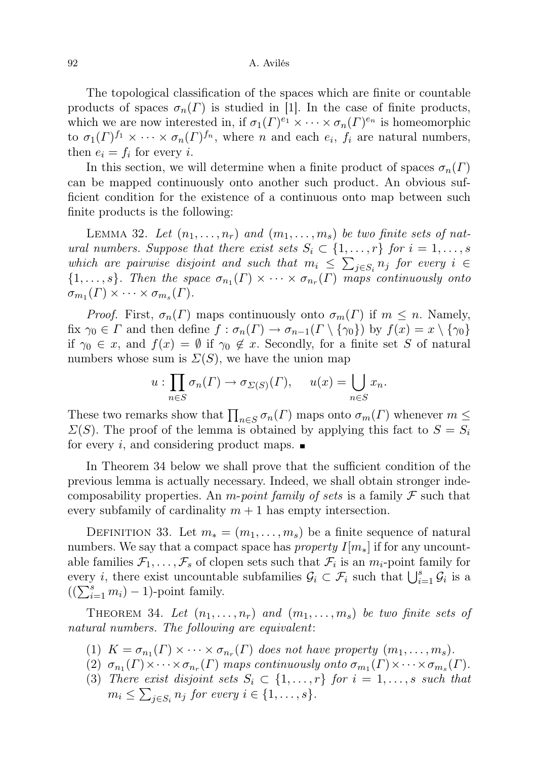The topological classification of the spaces which are finite or countable products of spaces $\sigma_n(\Gamma)$ is studied in [1]. In the case of finite products, which we are now interested in, if $\sigma_1(\Gamma)^{e_1} \times \cdots \times \sigma_n(\Gamma)^{e_n}$ is homeomorphic to $\sigma_1(\Gamma)^{f_1} \times \cdots \times \sigma_n(\Gamma)^{f_n}$, where $n$ and each $e_i$, $f_i$ are natural numbers, then $e_i = f_i$ for every $i$.

In this section, we will determine when a finite product of spaces $\sigma_n(\Gamma)$ can be mapped continuously onto another such product. An obvious sufficient condition for the existence of a continuous onto map between such finite products is the following:

Lemma 32. *Let $(n_1, \ldots, n_r)$ and $(m_1, \ldots, m_s)$ be two finite sets of natural numbers. Suppose that there exist sets $S_i \subset \{1, \ldots, r\}$ for $i = 1, \ldots, s$ which are pairwise disjoint and such that $m_i \leq \sum_{j \in S_i} n_j$ for every $i \in \{1, \ldots, s\}$. Then the space $\sigma_{n_1}(\Gamma) \times \cdots \times \sigma_{n_r}(\Gamma)$ maps continuously onto $\sigma_{m_1}(\Gamma) \times \cdots \times \sigma_{m_s}(\Gamma)$.*

*Proof.* First, $\sigma_n(\Gamma)$ maps continuously onto $\sigma_m(\Gamma)$ if $m \leq n$. Namely, fix $\gamma_0 \in \Gamma$ and then define $f : \sigma_n(\Gamma) \to \sigma_{n-1}(\Gamma \setminus \{\gamma_0\})$ by $f(x) = x \setminus \{\gamma_0\}$ if $\gamma_0 \in x$, and $f(x) = \emptyset$ if $\gamma_0 \notin x$. Secondly, for a finite set $S$ of natural numbers whose sum is $\Sigma(S)$, we have the union map

$$u : \prod_{n \in S} \sigma_n(\Gamma) \to \sigma_{\Sigma(S)}(\Gamma), \quad u(x) = \bigcup_{n \in S} x_n.$$

These two remarks show that $\prod_{n \in S} \sigma_n(\Gamma)$ maps onto $\sigma_m(\Gamma)$ whenever $m \leq \Sigma(S)$. The proof of the lemma is obtained by applying this fact to $S = S_i$ for every $i$, and considering product maps. ∎

In Theorem 34 below we shall prove that the sufficient condition of the previous lemma is actually necessary. Indeed, we shall obtain stronger indecomposability properties. An *$m$-point family of sets* is a family $\mathcal{F}$ such that every subfamily of cardinality $m + 1$ has empty intersection.

Definition 33. Let $m_* = (m_1, \ldots, m_s)$ be a finite sequence of natural numbers. We say that a compact space has *property $I[m_*]$* if for any uncountable families $\mathcal{F}_1, \ldots, \mathcal{F}_s$ of clopen sets such that $\mathcal{F}_i$ is an $m_i$-point family for every $i$, there exist uncountable subfamilies $\mathcal{G}_i \subset \mathcal{F}_i$ such that $\bigcup_{i=1}^{s} \mathcal{G}_i$ is a $((\sum_{i=1}^{s} m_i) - 1)$-point family.

Theorem 34. *Let $(n_1, \ldots, n_r)$ and $(m_1, \ldots, m_s)$ be two finite sets of natural numbers. The following are equivalent*:

1. *$K = \sigma_{n_1}(\Gamma) \times \cdots \times \sigma_{n_r}(\Gamma)$ does not have property $(m_1, \ldots, m_s)$.*
2. *$\sigma_{n_1}(\Gamma) \times \cdots \times \sigma_{n_r}(\Gamma)$ maps continuously onto $\sigma_{m_1}(\Gamma) \times \cdots \times \sigma_{m_s}(\Gamma)$.*
3. *There exist disjoint sets $S_i \subset \{1, \ldots, r\}$ for $i = 1, \ldots, s$ such that $m_i \leq \sum_{j \in S_i} n_j$ for every $i \in \{1, \ldots, s\}$.*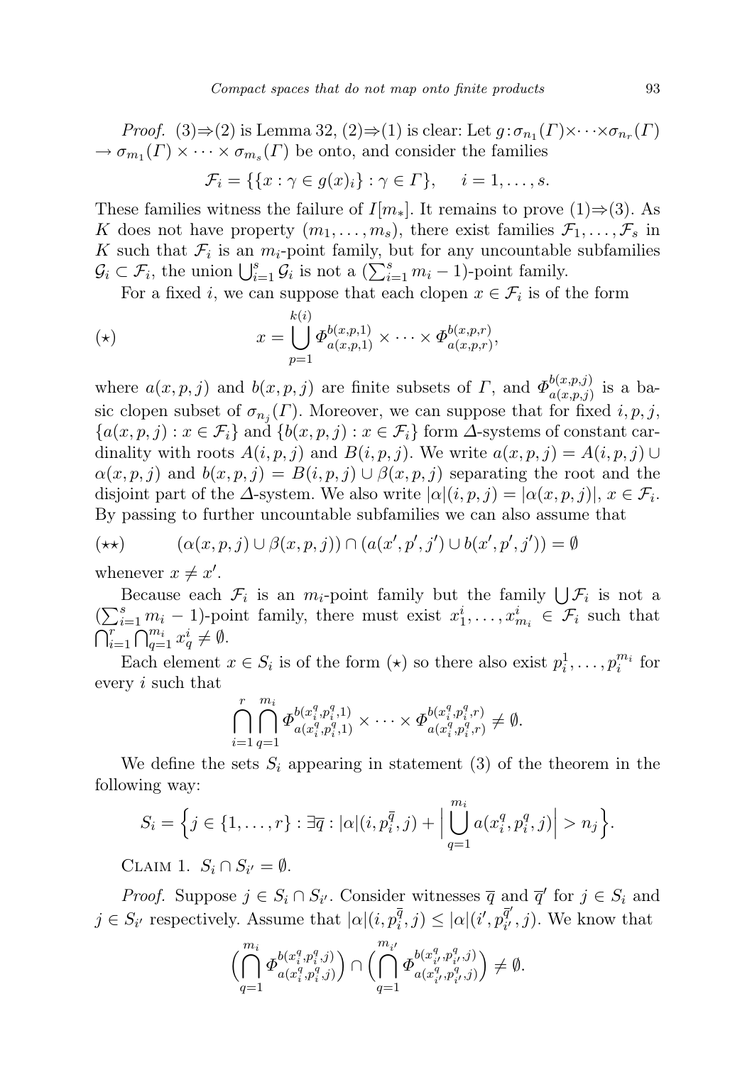*Proof.* (3)⇒(2) is Lemma 32, (2)⇒(1) is clear: Let $g : \sigma_{n_1}(\Gamma) \times \cdots \times \sigma_{n_r}(\Gamma) \to \sigma_{m_1}(\Gamma) \times \cdots \times \sigma_{m_s}(\Gamma)$ be onto, and consider the families

$$\mathcal{F}_i = \{\{x : \gamma \in g(x)_i\} : \gamma \in \Gamma\}, \quad i = 1, \ldots, s.$$

These families witness the failure of $I[m_*]$. It remains to prove (1)⇒(3). As $K$ does not have property $(m_1, \ldots, m_s)$, there exist families $\mathcal{F}_1, \ldots, \mathcal{F}_s$ in $K$ such that $\mathcal{F}_i$ is an $m_i$-point family, but for any uncountable subfamilies $\mathcal{G}_i \subset \mathcal{F}_i$, the union $\bigcup_{i=1}^s \mathcal{G}_i$ is not a $(\sum_{i=1}^s m_i - 1)$-point family.

For a fixed $i$, we can suppose that each clopen $x \in \mathcal{F}_i$ is of the form

$$(\star) \qquad x = \bigcup_{p=1}^{k(i)} \Phi_{a(x,p,1)}^{b(x,p,1)} \times \cdots \times \Phi_{a(x,p,r)}^{b(x,p,r)},$$

where $a(x,p,j)$ and $b(x,p,j)$ are finite subsets of $\Gamma$, and $\Phi_{a(x,p,j)}^{b(x,p,j)}$ is a basic clopen subset of $\sigma_{n_j}(\Gamma)$. Moreover, we can suppose that for fixed $i,p,j$, $\{a(x,p,j) : x \in \mathcal{F}_i\}$ and $\{b(x,p,j) : x \in \mathcal{F}_i\}$ form $\Delta$-systems of constant cardinality with roots $A(i,p,j)$ and $B(i,p,j)$. We write $a(x,p,j) = A(i,p,j) \cup \alpha(x,p,j)$ and $b(x,p,j) = B(i,p,j) \cup \beta(x,p,j)$ separating the root and the disjoint part of the $\Delta$-system. We also write $|\alpha|(i,p,j) = |\alpha(x,p,j)|$, $x \in \mathcal{F}_i$. By passing to further uncountable subfamilies we can also assume that

$$(\star\star) \qquad (\alpha(x,p,j) \cup \beta(x,p,j)) \cap (a(x',p',j') \cup b(x',p',j')) = \emptyset$$

whenever $x \neq x'$.

Because each $\mathcal{F}_i$ is an $m_i$-point family but the family $\bigcup \mathcal{F}_i$ is not a $(\sum_{i=1}^s m_i - 1)$-point family, there must exist $x_1^i, \ldots, x_{m_i}^i \in \mathcal{F}_i$ such that $\bigcap_{i=1}^r \bigcap_{q=1}^{m_i} x_q^i \neq \emptyset$.

Each element $x \in S_i$ is of the form $(\star)$ so there also exist $p_i^1, \ldots, p_i^{m_i}$ for every $i$ such that

$$\bigcap_{i=1}^r \bigcap_{q=1}^{m_i} \Phi_{a(x_i^q, p_i^q, 1)}^{b(x_i^q, p_i^q, 1)} \times \cdots \times \Phi_{a(x_i^q, p_i^q, r)}^{b(x_i^q, p_i^q, r)} \neq \emptyset.$$

We define the sets $S_i$ appearing in statement (3) of the theorem in the following way:

$$S_i = \Big\{ j \in \{1, \ldots, r\} : \exists \overline{q} : |\alpha|(i, p_i^{\overline{q}}, j) + \Big| \bigcup_{q=1}^{m_i} a(x_i^q, p_i^q, j) \Big| > n_j \Big\}.$$

Claim 1. $S_i \cap S_{i'} = \emptyset$.

*Proof.* Suppose $j \in S_i \cap S_{i'}$. Consider witnesses $\overline{q}$ and $\overline{q}'$ for $j \in S_i$ and $j \in S_{i'}$ respectively. Assume that $|\alpha|(i, p_i^{\overline{q}}, j) \leq |\alpha|(i', p_{i'}^{\overline{q}'}, j)$. We know that

$$\Big( \bigcap_{q=1}^{m_i} \Phi_{a(x_i^q, p_i^q, j)}^{b(x_i^q, p_i^q, j)} \Big) \cap \Big( \bigcap_{q=1}^{m_{i'}} \Phi_{a(x_{i'}^q, p_{i'}^q, j)}^{b(x_{i'}^q, p_{i'}^q, j)} \Big) \neq \emptyset.$$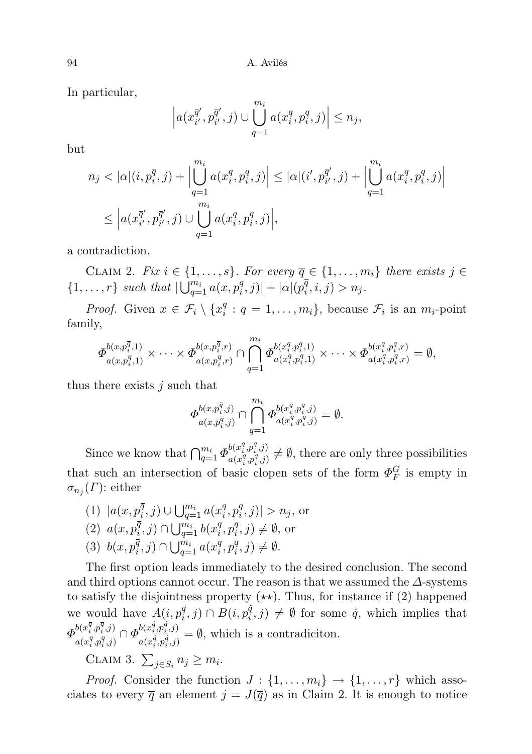In particular,

$$\Big|a(x_{i'}^{\overline{q}'}, p_{i'}^{\overline{q}'}, j) \cup \bigcup_{q=1}^{m_i} a(x_i^q, p_i^q, j)\Big| \leq n_j,$$

but

$$\begin{aligned} n_j &< |\alpha|(i, p_i^{\overline{q}}, j) + \Big|\bigcup_{q=1}^{m_i} a(x_i^q, p_i^q, j)\Big| \leq |\alpha|(i', p_{i'}^{\overline{q}'}, j) + \Big|\bigcup_{q=1}^{m_i} a(x_i^q, p_i^q, j)\Big| \\ &\leq \Big|a(x_{i'}^{\overline{q}'}, p_{i'}^{\overline{q}'}, j) \cup \bigcup_{q=1}^{m_i} a(x_i^q, p_i^q, j)\Big|, \end{aligned}$$

a contradiction.

Claim 2. *Fix $i \in \{1, \ldots, s\}$. For every $\overline{q} \in \{1, \ldots, m_i\}$ there exists $j \in \{1, \ldots, r\}$ such that $|\bigcup_{q=1}^{m_i} a(x, p_i^q, j)| + |\alpha|(p_i^{\overline{q}}, i, j) > n_j$.*

*Proof.* Given $x \in \mathcal{F}_i \setminus \{x_i^q : q = 1, \ldots, m_i\}$, because $\mathcal{F}_i$ is an $m_i$-point family,

$$\Phi_{a(x,p_i^{\overline{q}},1)}^{b(x,p_i^{\overline{q}},1)} \times \cdots \times \Phi_{a(x,p_i^{\overline{q}},r)}^{b(x,p_i^{\overline{q}},r)} \cap \bigcap_{q=1}^{m_i} \Phi_{a(x_i^q,p_i^q,1)}^{b(x_i^q,p_i^q,1)} \times \cdots \times \Phi_{a(x_i^q,p_i^q,r)}^{b(x_i^q,p_i^q,r)} = \emptyset,$$

thus there exists $j$ such that

$$\Phi_{a(x,p_i^{\overline{q}},j)}^{b(x,p_i^{\overline{q}},j)} \cap \bigcap_{q=1}^{m_i} \Phi_{a(x_i^q,p_i^q,j)}^{b(x_i^q,p_i^q,j)} = \emptyset.$$

Since we know that $\bigcap_{q=1}^{m_i} \Phi_{a(x_i^q,p_i^q,j)}^{b(x_i^q,p_i^q,j)} \neq \emptyset$, there are only three possibilities that such an intersection of basic clopen sets of the form $\Phi_F^G$ is empty in $\sigma_{n_j}(\Gamma)$: either

(1) $|a(x, p_i^{\overline{q}}, j) \cup \bigcup_{q=1}^{m_i} a(x_i^q, p_i^q, j)| > n_j$, or
(2) $a(x, p_i^{\overline{q}}, j) \cap \bigcup_{q=1}^{m_i} b(x_i^q, p_i^q, j) \neq \emptyset$, or
(3) $b(x, p_i^{\overline{q}}, j) \cap \bigcup_{q=1}^{m_i} a(x_i^q, p_i^q, j) \neq \emptyset$.

The first option leads immediately to the desired conclusion. The second and third options cannot occur. The reason is that we assumed the $\Delta$-systems to satisfy the disjointness property ($\star\star$). Thus, for instance if (2) happened we would have $A(i, p_i^{\overline{q}}, j) \cap B(i, p_i^{\hat{q}}, j) \neq \emptyset$ for some $\hat{q}$, which implies that $\Phi_{a(x_i^{\overline{q}},p_i^{\overline{q}},j)}^{b(x_i^{\overline{q}},p_i^{\overline{q}},j)} \cap \Phi_{a(x_i^{\hat{q}},p_i^{\hat{q}},j)}^{b(x_i^{\hat{q}},p_i^{\hat{q}},j)} = \emptyset$, which is a contradiciton.

Claim 3. $\sum_{j \in S_i} n_j \geq m_i$.

*Proof.* Consider the function $J : \{1, \ldots, m_i\} \to \{1, \ldots, r\}$ which associates to every $\overline{q}$ an element $j = J(\overline{q})$ as in Claim 2. It is enough to notice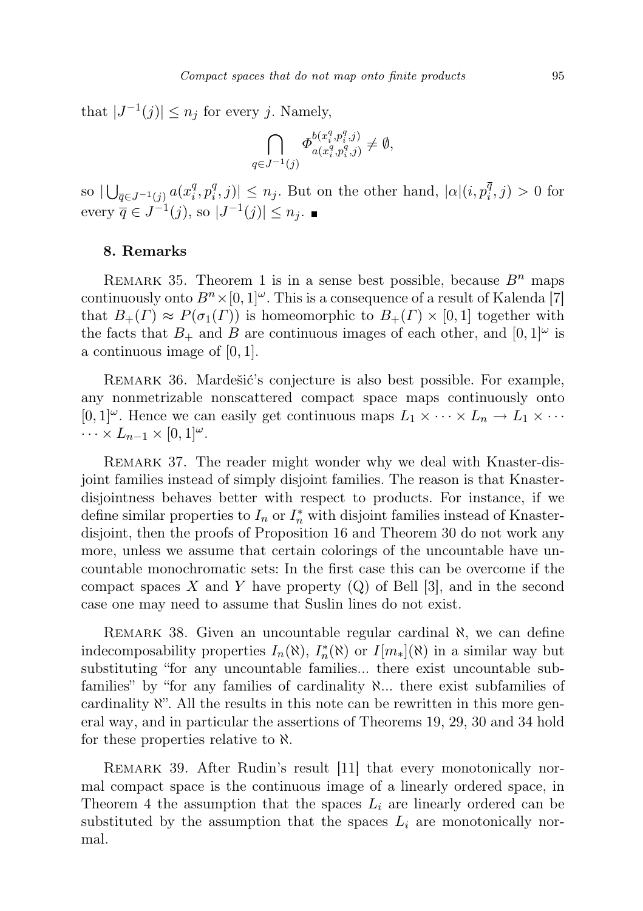that $|J^{-1}(j)| \leq n_j$ for every $j$. Namely,

$$\bigcap_{q \in J^{-1}(j)} \Phi^{b(x_i^q, p_i^q, j)}_{a(x_i^q, p_i^q, j)} \neq \emptyset,$$

so $|\bigcup_{\overline{q} \in J^{-1}(j)} a(x_i^q, p_i^q, j)| \leq n_j$. But on the other hand, $|\alpha|(i, p_i^{\overline{q}}, j) > 0$ for every $\overline{q} \in J^{-1}(j)$, so $|J^{-1}(j)| \leq n_j$. ∎

## 8. Remarks

REMARK 35. Theorem 1 is in a sense best possible, because $B^n$ maps continuously onto $B^n \times [0,1]^\omega$. This is a consequence of a result of Kalenda [7] that $B_+(\Gamma) \approx P(\sigma_1(\Gamma))$ is homeomorphic to $B_+(\Gamma) \times [0,1]$ together with the facts that $B_+$ and $B$ are continuous images of each other, and $[0,1]^\omega$ is a continuous image of $[0,1]$.

REMARK 36. Mardešić's conjecture is also best possible. For example, any nonmetrizable nonscattered compact space maps continuously onto $[0,1]^\omega$. Hence we can easily get continuous maps $L_1 \times \cdots \times L_n \to L_1 \times \cdots \cdots \times L_{n-1} \times [0,1]^\omega$.

REMARK 37. The reader might wonder why we deal with Knaster-disjoint families instead of simply disjoint families. The reason is that Knaster-disjointness behaves better with respect to products. For instance, if we define similar properties to $I_n$ or $I_n^*$ with disjoint families instead of Knaster-disjoint, then the proofs of Proposition 16 and Theorem 30 do not work any more, unless we assume that certain colorings of the uncountable have uncountable monochromatic sets: In the first case this can be overcome if the compact spaces $X$ and $Y$ have property (Q) of Bell [3], and in the second case one may need to assume that Suslin lines do not exist.

REMARK 38. Given an uncountable regular cardinal $\aleph$, we can define indecomposability properties $I_n(\aleph)$, $I_n^*(\aleph)$ or $I[m_*](\aleph)$ in a similar way but substituting "for any uncountable families... there exist uncountable subfamilies" by "for any families of cardinality $\aleph$... there exist subfamilies of cardinality $\aleph$". All the results in this note can be rewritten in this more general way, and in particular the assertions of Theorems 19, 29, 30 and 34 hold for these properties relative to $\aleph$.

REMARK 39. After Rudin's result [11] that every monotonically normal compact space is the continuous image of a linearly ordered space, in Theorem 4 the assumption that the spaces $L_i$ are linearly ordered can be substituted by the assumption that the spaces $L_i$ are monotonically normal.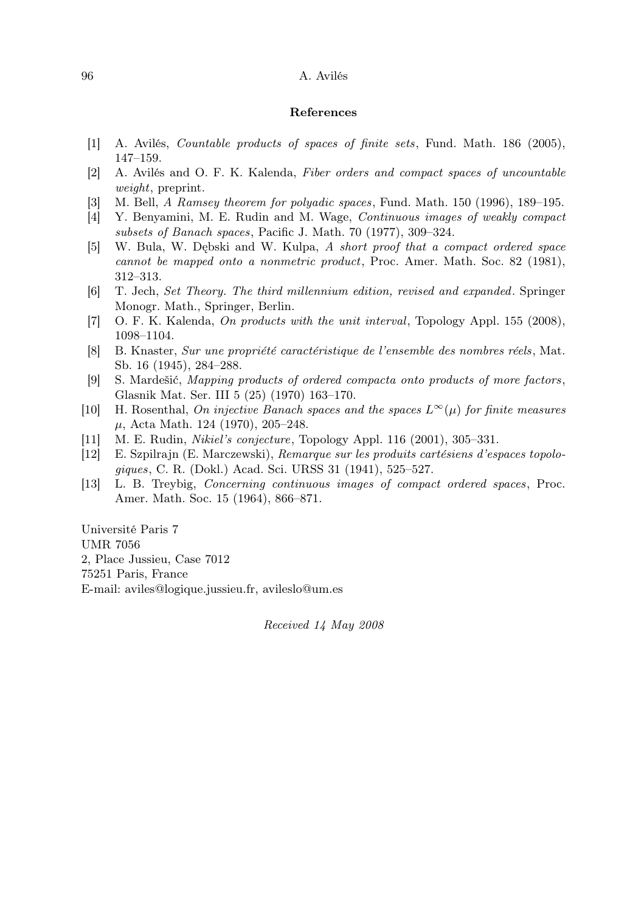## References

[1] A. Avilés, *Countable products of spaces of finite sets*, Fund. Math. 186 (2005), 147–159.

[2] A. Avilés and O. F. K. Kalenda, *Fiber orders and compact spaces of uncountable weight*, preprint.

[3] M. Bell, *A Ramsey theorem for polyadic spaces*, Fund. Math. 150 (1996), 189–195.

[4] Y. Benyamini, M. E. Rudin and M. Wage, *Continuous images of weakly compact subsets of Banach spaces*, Pacific J. Math. 70 (1977), 309–324.

[5] W. Bula, W. Dębski and W. Kulpa, *A short proof that a compact ordered space cannot be mapped onto a nonmetric product*, Proc. Amer. Math. Soc. 82 (1981), 312–313.

[6] T. Jech, *Set Theory. The third millennium edition, revised and expanded*. Springer Monogr. Math., Springer, Berlin.

[7] O. F. K. Kalenda, *On products with the unit interval*, Topology Appl. 155 (2008), 1098–1104.

[8] B. Knaster, *Sur une propriété caractéristique de l'ensemble des nombres réels*, Mat. Sb. 16 (1945), 284–288.

[9] S. Mardešić, *Mapping products of ordered compacta onto products of more factors*, Glasnik Mat. Ser. III 5 (25) (1970) 163–170.

[10] H. Rosenthal, *On injective Banach spaces and the spaces $L^\infty(\mu)$ for finite measures $\mu$*, Acta Math. 124 (1970), 205–248.

[11] M. E. Rudin, *Nikiel's conjecture*, Topology Appl. 116 (2001), 305–331.

[12] E. Szpilrajn (E. Marczewski), *Remarque sur les produits cartésiens d'espaces topologiques*, C. R. (Dokl.) Acad. Sci. URSS 31 (1941), 525–527.

[13] L. B. Treybig, *Concerning continuous images of compact ordered spaces*, Proc. Amer. Math. Soc. 15 (1964), 866–871.

Université Paris 7
UMR 7056
2, Place Jussieu, Case 7012
75251 Paris, France
E-mail: aviles@logique.jussieu.fr, avileslo@um.es

*Received 14 May 2008*